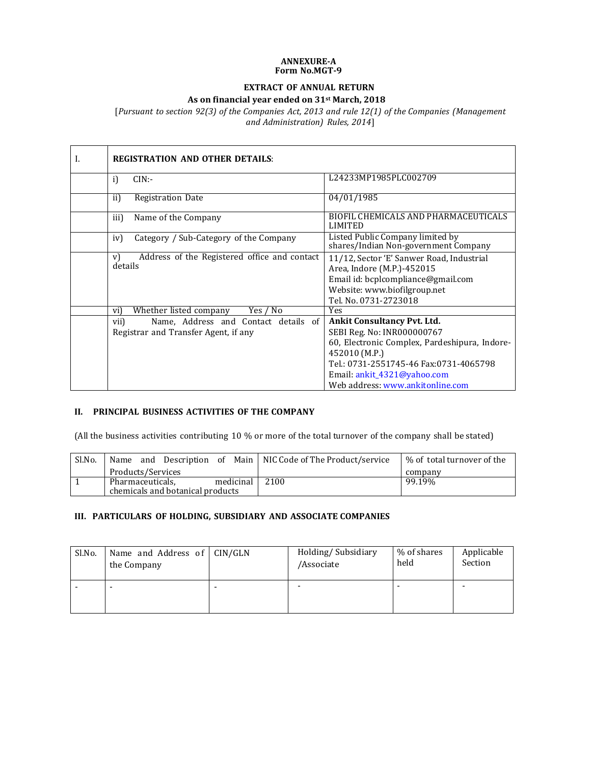**ANNEXURE-A**
**Form No.MGT-9**

**EXTRACT OF ANNUAL RETURN**

**As on financial year ended on 31st March, 2018**

[*Pursuant to section 92(3) of the Companies Act, 2013 and rule 12(1) of the Companies (Management and Administration) Rules, 2014*]

| I. | **REGISTRATION AND OTHER DETAILS**: | |
|---|---|---|
| | i) CIN:- | L24233MP1985PLC002709 |
| | ii) Registration Date | 04/01/1985 |
| | iii) Name of the Company | BIOFIL CHEMICALS AND PHARMACEUTICALS LIMITED |
| | iv) Category / Sub-Category of the Company | Listed Public Company limited by shares/Indian Non-government Company |
| | v) Address of the Registered office and contact details | 11/12, Sector 'E' Sanwer Road, Industrial Area, Indore (M.P.)-452015<br>Email id: bcplcompliance@gmail.com<br>Website: www.biofilgroup.net<br>Tel. No. 0731-2723018 |
| | vi) Whether listed company Yes / No | Yes |
| | vii) Name, Address and Contact details of Registrar and Transfer Agent, if any | **Ankit Consultancy Pvt. Ltd.**<br>SEBI Reg. No: INR000000767<br>60, Electronic Complex, Pardeshipura, Indore-452010 (M.P.)<br>Tel.: 0731-2551745-46 Fax:0731-4065798<br>Email: ankit_4321@yahoo.com<br>Web address: www.ankitonline.com |

## II. PRINCIPAL BUSINESS ACTIVITIES OF THE COMPANY

(All the business activities contributing 10 % or more of the total turnover of the company shall be stated)

| Sl.No. | Name and Description of Main Products/Services | NIC Code of The Product/service | % of total turnover of the company |
|---|---|---|---|
| 1 | Pharmaceuticals, medicinal chemicals and botanical products | 2100 | 99.19% |

## III. PARTICULARS OF HOLDING, SUBSIDIARY AND ASSOCIATE COMPANIES

| Sl.No. | Name and Address of the Company | CIN/GLN | Holding/ Subsidiary /Associate | % of shares held | Applicable Section |
|---|---|---|---|---|---|
| - | - | - | - | - | - |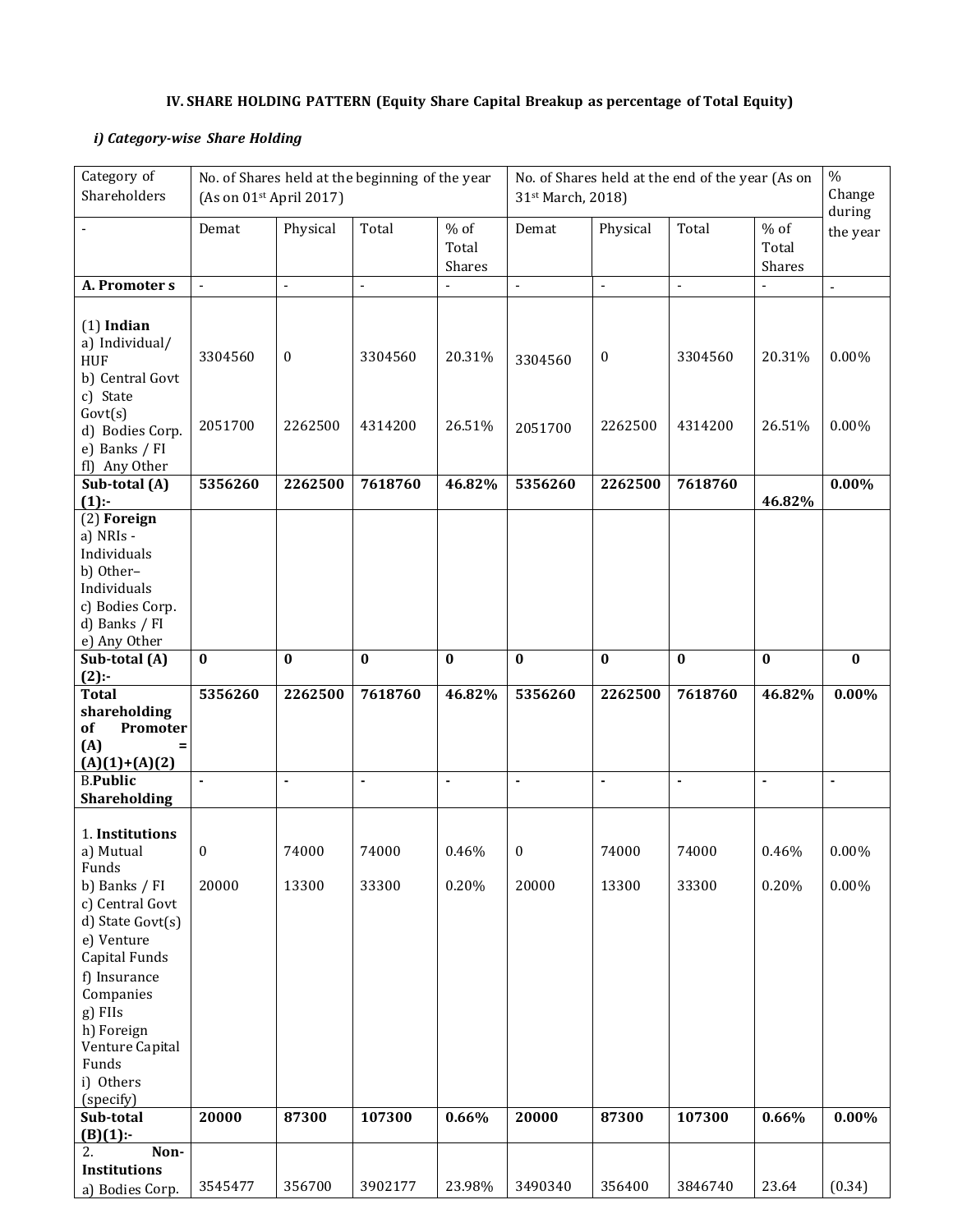**IV. SHARE HOLDING PATTERN (Equity Share Capital Breakup as percentage of Total Equity)**

***i) Category-wise Share Holding***

| Category of Shareholders | No. of Shares held at the beginning of the year (As on 01st April 2017) | | | | No. of Shares held at the end of the year (As on 31st March, 2018) | | | | % Change during the year |
|---|---|---|---|---|---|---|---|---|---|
| - | Demat | Physical | Total | % of Total Shares | Demat | Physical | Total | % of Total Shares | |
| **A. Promoter s** | - | - | - | - | - | - | - | - | - |
| (1) **Indian**<br>a) Individual/ HUF<br>b) Central Govt<br>c) State Govt(s)<br>d) Bodies Corp.<br>e) Banks / FI<br>fl) Any Other | 3304560<br><br>2051700 | 0<br><br>2262500 | 3304560<br><br>4314200 | 20.31%<br><br>26.51% | 3304560<br><br>2051700 | 0<br><br>2262500 | 3304560<br><br>4314200 | 20.31%<br><br>26.51% | 0.00%<br><br>0.00% |
| **Sub-total (A) (1):-** | **5356260** | **2262500** | **7618760** | **46.82%** | **5356260** | **2262500** | **7618760** | **46.82%** | **0.00%** |
| (2) **Foreign**<br>a) NRIs - Individuals<br>b) Other– Individuals<br>c) Bodies Corp.<br>d) Banks / FI<br>e) Any Other | | | | | | | | | |
| **Sub-total (A) (2):-** | **0** | **0** | **0** | **0** | **0** | **0** | **0** | **0** | **0** |
| **Total shareholding of Promoter (A) = (A)(1)+(A)(2)** | **5356260** | **2262500** | **7618760** | **46.82%** | **5356260** | **2262500** | **7618760** | **46.82%** | **0.00%** |
| B.**Public Shareholding** | **-** | **-** | **-** | **-** | **-** | **-** | **-** | **-** | **-** |
| 1. **Institutions**<br>a) Mutual Funds<br>b) Banks / FI<br>c) Central Govt<br>d) State Govt(s)<br>e) Venture Capital Funds<br>f) Insurance Companies<br>g) FIIs<br>h) Foreign Venture Capital Funds<br>i) Others (specify) | 0<br>20000 | 74000<br>13300 | 74000<br>33300 | 0.46%<br>0.20% | 0<br>20000 | 74000<br>13300 | 74000<br>33300 | 0.46%<br>0.20% | 0.00%<br>0.00% |
| **Sub-total (B)(1):-** | **20000** | **87300** | **107300** | **0.66%** | **20000** | **87300** | **107300** | **0.66%** | **0.00%** |
| 2. **Non-Institutions**<br>a) Bodies Corp. | 3545477 | 356700 | 3902177 | 23.98% | 3490340 | 356400 | 3846740 | 23.64 | (0.34) |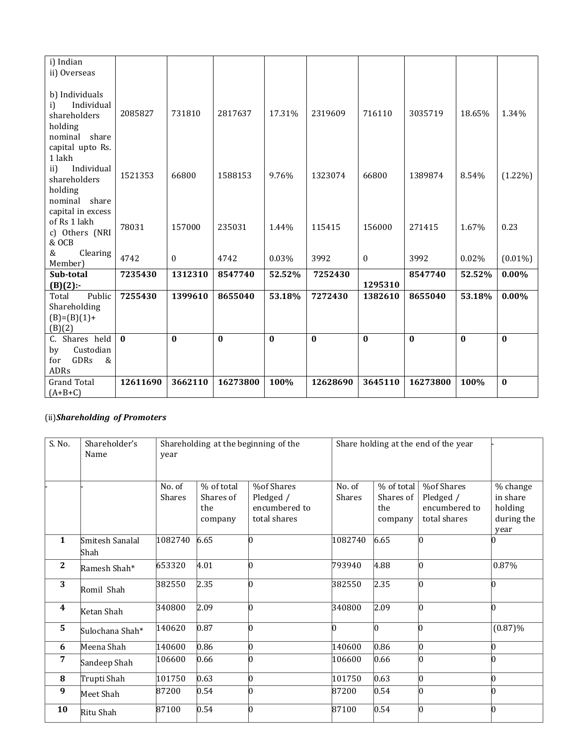| i) Indian<br>ii) Overseas<br><br>b) Individuals<br>i) Individual shareholders holding nominal share capital upto Rs. 1 lakh | 2085827 | 731810 | 2817637 | 17.31% | 2319609 | 716110 | 3035719 | 18.65% | 1.34% |
|---|---|---|---|---|---|---|---|---|---|
| ii) Individual shareholders holding nominal share capital in excess of Rs 1 lakh | 1521353 | 66800 | 1588153 | 9.76% | 1323074 | 66800 | 1389874 | 8.54% | (1.22%) |
| c) Others (NRI & OCB | 78031 | 157000 | 235031 | 1.44% | 115415 | 156000 | 271415 | 1.67% | 0.23 |
| & Clearing Member) | 4742 | 0 | 4742 | 0.03% | 3992 | 0 | 3992 | 0.02% | (0.01%) |
| **Sub-total (B)(2):-** | **7235430** | **1312310** | **8547740** | **52.52%** | **7252430** | **1295310** | **8547740** | **52.52%** | **0.00%** |
| Total Public Shareholding (B)=(B)(1)+ (B)(2) | **7255430** | **1399610** | **8655040** | **53.18%** | **7272430** | **1382610** | **8655040** | **53.18%** | **0.00%** |
| C. Shares held by Custodian for GDRs & ADRs | **0** | **0** | **0** | **0** | **0** | **0** | **0** | **0** | **0** |
| Grand Total (A+B+C) | **12611690** | **3662110** | **16273800** | **100%** | **12628690** | **3645110** | **16273800** | **100%** | **0** |

(ii)***Shareholding of Promoters***

| S. No. | Shareholder's Name | Shareholding at the beginning of the year | | | Share holding at the end of the year | | | - |
|---|---|---|---|---|---|---|---|---|
| - | - | No. of Shares | % of total Shares of the company | %of Shares Pledged / encumbered to total shares | No. of Shares | % of total Shares of the company | %of Shares Pledged / encumbered to total shares | % change in share holding during the year |
| **1** | Smitesh Sanalal Shah | 1082740 | 6.65 | 0 | 1082740 | 6.65 | 0 | 0 |
| **2** | Ramesh Shah* | 653320 | 4.01 | 0 | 793940 | 4.88 | 0 | 0.87% |
| **3** | Romil Shah | 382550 | 2.35 | 0 | 382550 | 2.35 | 0 | 0 |
| **4** | Ketan Shah | 340800 | 2.09 | 0 | 340800 | 2.09 | 0 | 0 |
| **5** | Sulochana Shah* | 140620 | 0.87 | 0 | 0 | 0 | 0 | (0.87)% |
| **6** | Meena Shah | 140600 | 0.86 | 0 | 140600 | 0.86 | 0 | 0 |
| **7** | Sandeep Shah | 106600 | 0.66 | 0 | 106600 | 0.66 | 0 | 0 |
| **8** | Trupti Shah | 101750 | 0.63 | 0 | 101750 | 0.63 | 0 | 0 |
| **9** | Meet Shah | 87200 | 0.54 | 0 | 87200 | 0.54 | 0 | 0 |
| **10** | Ritu Shah | 87100 | 0.54 | 0 | 87100 | 0.54 | 0 | 0 |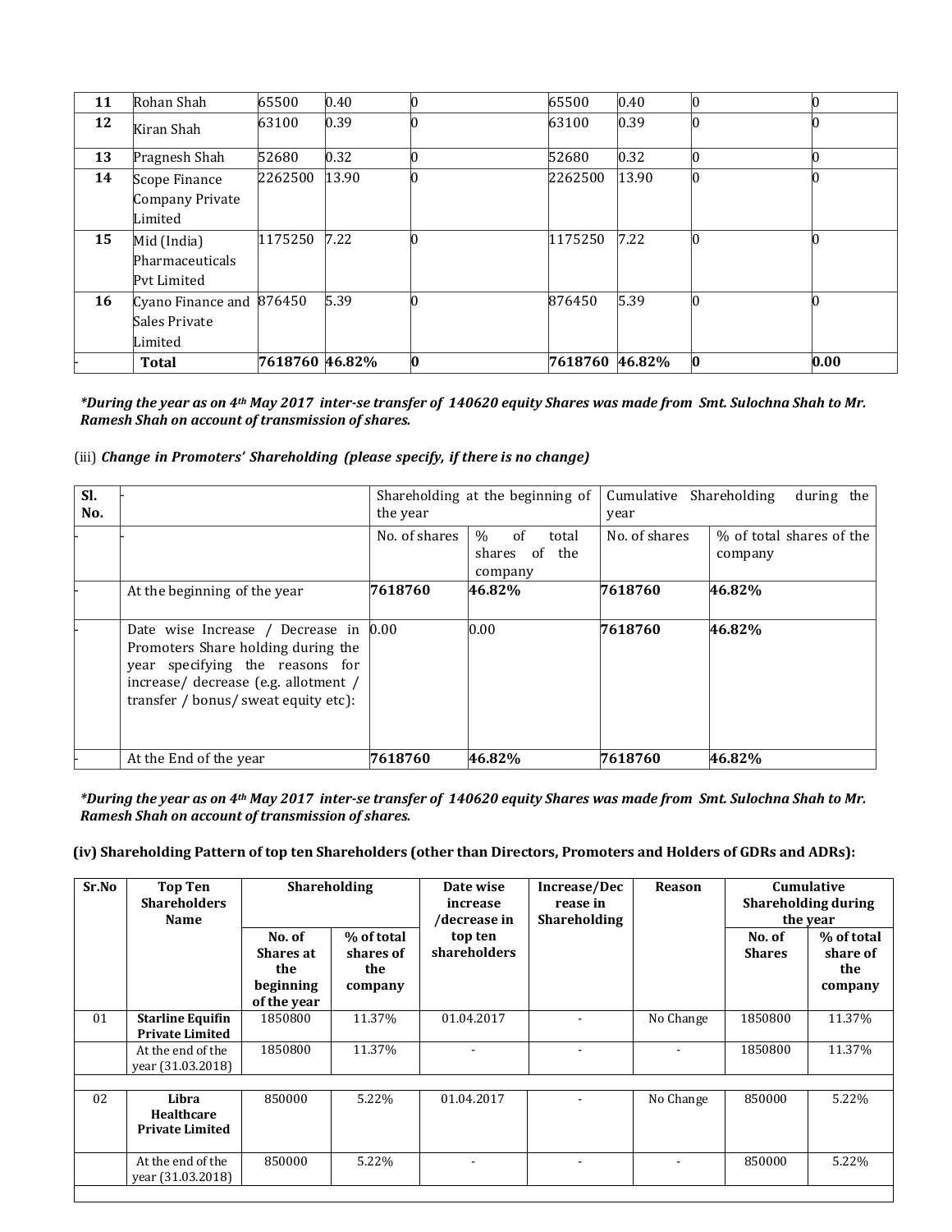| 11 | Rohan Shah | 65500 | 0.40 | 0 | 65500 | 0.40 | 0 | 0 |
|---|---|---|---|---|---|---|---|---|
| 12 | Kiran Shah | 63100 | 0.39 | 0 | 63100 | 0.39 | 0 | 0 |
| 13 | Pragnesh Shah | 52680 | 0.32 | 0 | 52680 | 0.32 | 0 | 0 |
| 14 | Scope Finance Company Private Limited | 2262500 | 13.90 | 0 | 2262500 | 13.90 | 0 | 0 |
| 15 | Mid (India) Pharmaceuticals Pvt Limited | 1175250 | 7.22 | 0 | 1175250 | 7.22 | 0 | 0 |
| 16 | Cyano Finance and Sales Private Limited | 876450 | 5.39 | 0 | 876450 | 5.39 | 0 | 0 |
| - | **Total** | **7618760** | **46.82%** | **0** | **7618760** | **46.82%** | **0** | **0.00** |

***During the year as on 4th May 2017 inter-se transfer of 140620 equity Shares was made from Smt. Sulochna Shah to Mr. Ramesh Shah on account of transmission of shares.***

(iii) ***Change in Promoters' Shareholding (please specify, if there is no change)***

| Sl. No. | - | Shareholding at the beginning of the year | | Cumulative Shareholding during the year | |
|---|---|---|---|---|---|
| - | - | No. of shares | % of total shares of the company | No. of shares | % of total shares of the company |
| - | At the beginning of the year | **7618760** | **46.82%** | **7618760** | **46.82%** |
| - | Date wise Increase / Decrease in Promoters Share holding during the year specifying the reasons for increase/ decrease (e.g. allotment / transfer / bonus/ sweat equity etc): | 0.00 | 0.00 | **7618760** | **46.82%** |
| - | At the End of the year | **7618760** | **46.82%** | **7618760** | **46.82%** |

***During the year as on 4th May 2017 inter-se transfer of 140620 equity Shares was made from Smt. Sulochna Shah to Mr. Ramesh Shah on account of transmission of shares.***

**(iv) Shareholding Pattern of top ten Shareholders (other than Directors, Promoters and Holders of GDRs and ADRs):**

| Sr.No | Top Ten Shareholders Name | Shareholding | | Date wise increase /decrease in top ten shareholders | Increase/Decrease in Shareholding | Reason | Cumulative Shareholding during the year | |
|---|---|---|---|---|---|---|---|---|
| | | No. of Shares at the beginning of the year | % of total shares of the company | | | | No. of Shares | % of total share of the company |
| 01 | **Starline Equifin Private Limited** | 1850800 | 11.37% | 01.04.2017 | - | No Change | 1850800 | 11.37% |
| | At the end of the year (31.03.2018) | 1850800 | 11.37% | - | - | - | 1850800 | 11.37% |
| | | | | | | | | |
| 02 | **Libra Healthcare Private Limited** | 850000 | 5.22% | 01.04.2017 | - | No Change | 850000 | 5.22% |
| | At the end of the year (31.03.2018) | 850000 | 5.22% | - | - | - | 850000 | 5.22% |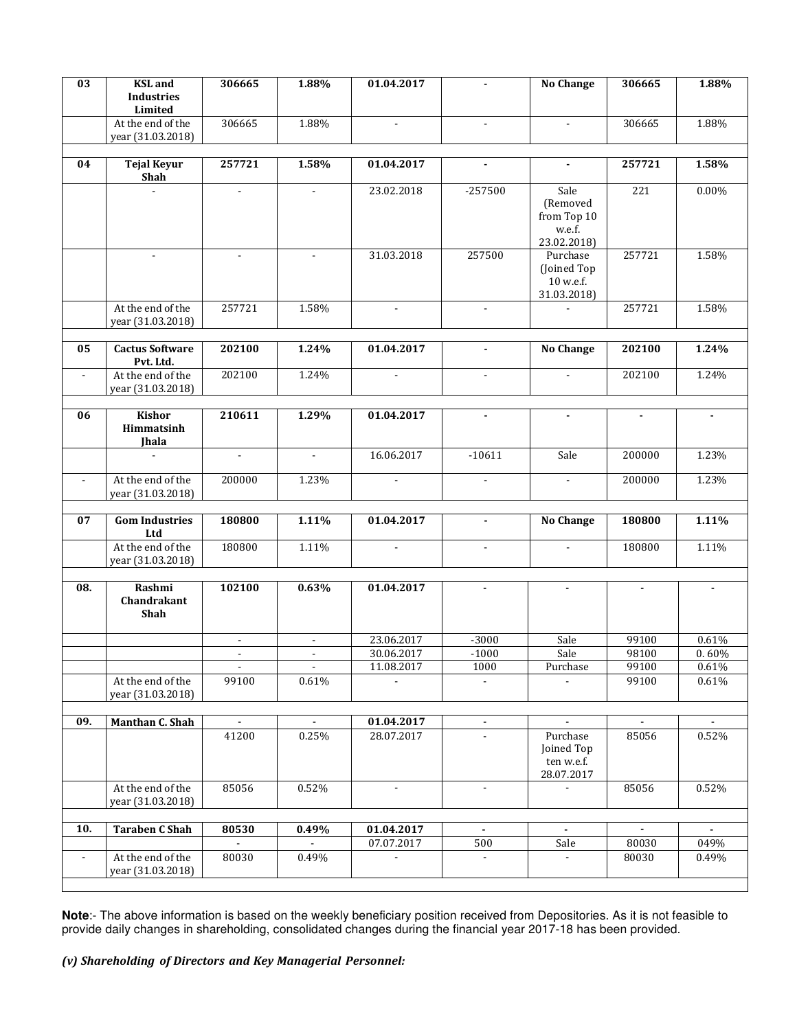| 03 | **KSL and Industries Limited** | **306665** | **1.88%** | **01.04.2017** | **-** | **No Change** | **306665** | **1.88%** |
|---|---|---|---|---|---|---|---|---|
| | At the end of the year (31.03.2018) | 306665 | 1.88% | - | - | - | 306665 | 1.88% |
| | | | | | | | | |
| **04** | **Tejal Keyur Shah** | **257721** | **1.58%** | **01.04.2017** | **-** | **-** | **257721** | **1.58%** |
| | - | - | - | 23.02.2018 | -257500 | Sale (Removed from Top 10 w.e.f. 23.02.2018) | 221 | 0.00% |
| | - | - | - | 31.03.2018 | 257500 | Purchase (Joined Top 10 w.e.f. 31.03.2018) | 257721 | 1.58% |
| | At the end of the year (31.03.2018) | 257721 | 1.58% | - | - | - | 257721 | 1.58% |
| | | | | | | | | |
| **05** | **Cactus Software Pvt. Ltd.** | **202100** | **1.24%** | **01.04.2017** | **-** | **No Change** | **202100** | **1.24%** |
| - | At the end of the year (31.03.2018) | 202100 | 1.24% | - | - | - | 202100 | 1.24% |
| | | | | | | | | |
| **06** | **Kishor Himmatsinh Jhala** | **210611** | **1.29%** | **01.04.2017** | **-** | **-** | **-** | **-** |
| | - | - | - | 16.06.2017 | -10611 | Sale | 200000 | 1.23% |
| - | At the end of the year (31.03.2018) | 200000 | 1.23% | - | - | - | 200000 | 1.23% |
| | | | | | | | | |
| **07** | **Gom Industries Ltd** | **180800** | **1.11%** | **01.04.2017** | **-** | **No Change** | **180800** | **1.11%** |
| | At the end of the year (31.03.2018) | 180800 | 1.11% | - | - | - | 180800 | 1.11% |
| | | | | | | | | |
| **08.** | **Rashmi Chandrakant Shah** | **102100** | **0.63%** | **01.04.2017** | **-** | **-** | **-** | **-** |
| | | - | - | 23.06.2017 | -3000 | Sale | 99100 | 0.61% |
| | | - | - | 30.06.2017 | -1000 | Sale | 98100 | 0. 60% |
| | | - | - | 11.08.2017 | 1000 | Purchase | 99100 | 0.61% |
| | At the end of the year (31.03.2018) | 99100 | 0.61% | - | - | - | 99100 | 0.61% |
| | | | | | | | | |
| **09.** | **Manthan C. Shah** | **-** | **-** | **01.04.2017** | **-** | **-** | **-** | **-** |
| | | 41200 | 0.25% | 28.07.2017 | - | Purchase Joined Top ten w.e.f. 28.07.2017 | 85056 | 0.52% |
| | At the end of the year (31.03.2018) | 85056 | 0.52% | - | - | - | 85056 | 0.52% |
| | | | | | | | | |
| **10.** | **Taraben C Shah** | **80530** | **0.49%** | **01.04.2017** | **-** | **-** | **-** | **-** |
| | | - | - | 07.07.2017 | 500 | Sale | 80030 | 049% |
| - | At the end of the year (31.03.2018) | 80030 | 0.49% | - | - | - | 80030 | 0.49% |

**Note**:- The above information is based on the weekly beneficiary position received from Depositories. As it is not feasible to provide daily changes in shareholding, consolidated changes during the financial year 2017-18 has been provided.

***(v) Shareholding of Directors and Key Managerial Personnel:***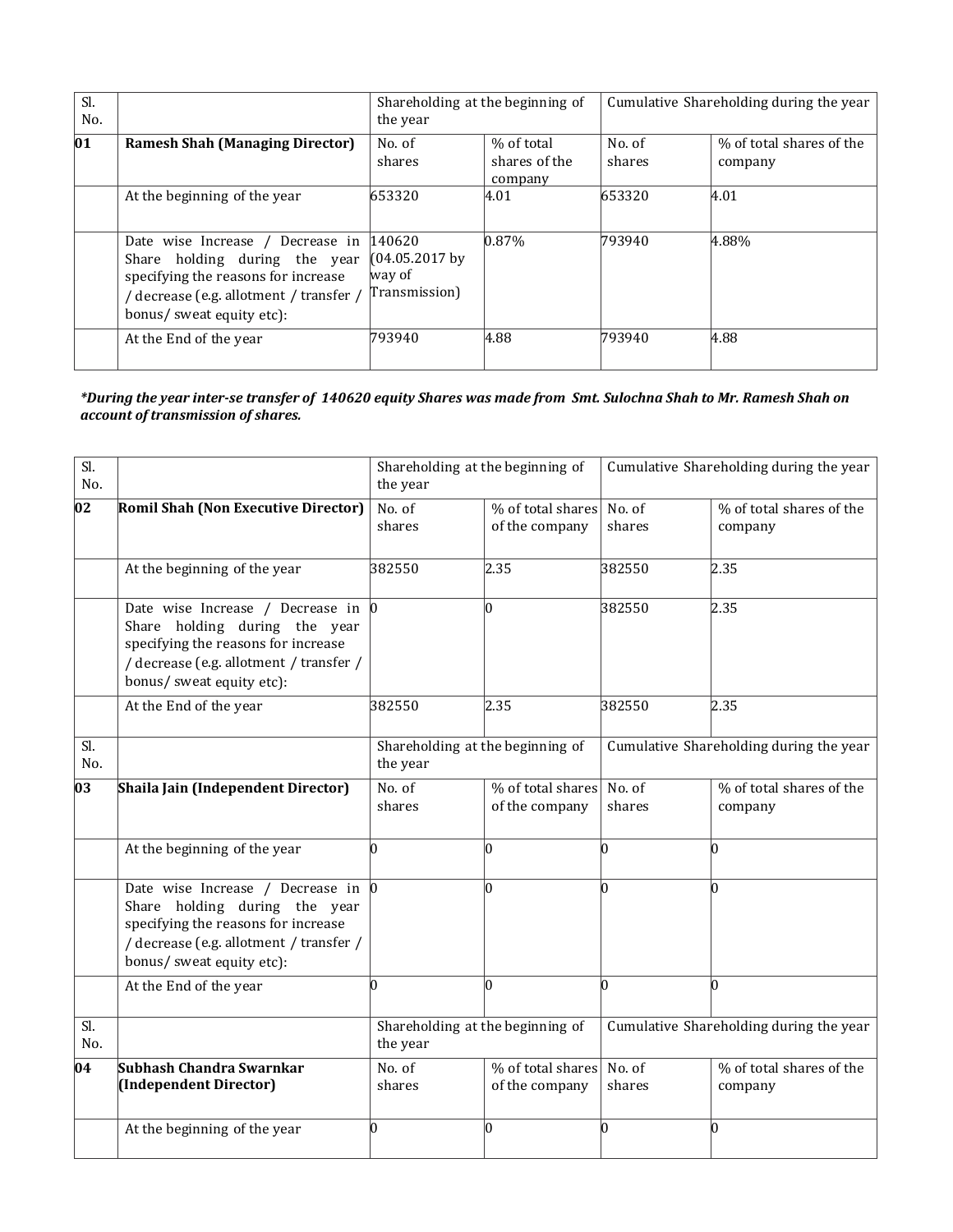| Sl. No. | | Shareholding at the beginning of the year | | Cumulative Shareholding during the year | |
|---|---|---|---|---|---|
| **01** | **Ramesh Shah (Managing Director)** | No. of shares | % of total shares of the company | No. of shares | % of total shares of the company |
| | At the beginning of the year | 653320 | 4.01 | 653320 | 4.01 |
| | Date wise Increase / Decrease in Share holding during the year specifying the reasons for increase / decrease (e.g. allotment / transfer / bonus/ sweat equity etc): | 140620 (04.05.2017 by way of Transmission) | 0.87% | 793940 | 4.88% |
| | At the End of the year | 793940 | 4.88 | 793940 | 4.88 |

***During the year inter-se transfer of 140620 equity Shares was made from Smt. Sulochna Shah to Mr. Ramesh Shah on account of transmission of shares.***

| Sl. No. | | Shareholding at the beginning of the year | | Cumulative Shareholding during the year | |
|---|---|---|---|---|---|
| **02** | **Romil Shah (Non Executive Director)** | No. of shares | % of total shares of the company | No. of shares | % of total shares of the company |
| | At the beginning of the year | 382550 | 2.35 | 382550 | 2.35 |
| | Date wise Increase / Decrease in Share holding during the year specifying the reasons for increase / decrease (e.g. allotment / transfer / bonus/ sweat equity etc): | 0 | 0 | 382550 | 2.35 |
| | At the End of the year | 382550 | 2.35 | 382550 | 2.35 |
| Sl. No. | | Shareholding at the beginning of the year | | Cumulative Shareholding during the year | |
| **03** | **Shaila Jain (Independent Director)** | No. of shares | % of total shares of the company | No. of shares | % of total shares of the company |
| | At the beginning of the year | 0 | 0 | 0 | 0 |
| | Date wise Increase / Decrease in Share holding during the year specifying the reasons for increase / decrease (e.g. allotment / transfer / bonus/ sweat equity etc): | 0 | 0 | 0 | 0 |
| | At the End of the year | 0 | 0 | 0 | 0 |
| Sl. No. | | Shareholding at the beginning of the year | | Cumulative Shareholding during the year | |
| **04** | **Subhash Chandra Swarnkar (Independent Director)** | No. of shares | % of total shares of the company | No. of shares | % of total shares of the company |
| | At the beginning of the year | 0 | 0 | 0 | 0 |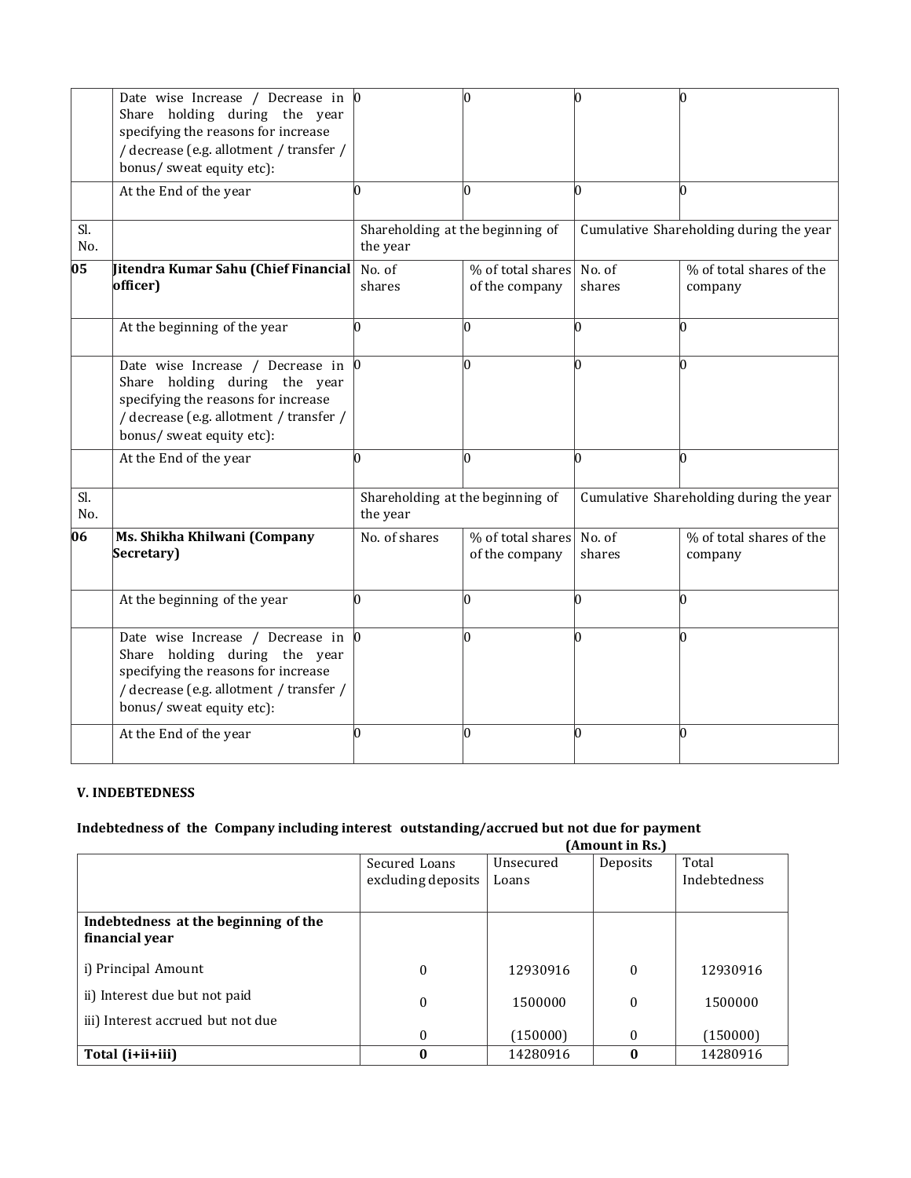| | | | | | |
|---|---|---|---|---|---|
| | Date wise Increase / Decrease in Share holding during the year specifying the reasons for increase / decrease (e.g. allotment / transfer / bonus/ sweat equity etc): | 0 | 0 | 0 | 0 |
| | At the End of the year | 0 | 0 | 0 | 0 |

| Sl. No. | | Shareholding at the beginning of the year | | Cumulative Shareholding during the year | |
|---|---|---|---|---|---|
| **05** | **Jitendra Kumar Sahu (Chief Financial officer)** | No. of shares | % of total shares of the company | No. of shares | % of total shares of the company |
| | At the beginning of the year | 0 | 0 | 0 | 0 |
| | Date wise Increase / Decrease in Share holding during the year specifying the reasons for increase / decrease (e.g. allotment / transfer / bonus/ sweat equity etc): | 0 | 0 | 0 | 0 |
| | At the End of the year | 0 | 0 | 0 | 0 |

| Sl. No. | | Shareholding at the beginning of the year | | Cumulative Shareholding during the year | |
|---|---|---|---|---|---|
| **06** | **Ms. Shikha Khilwani (Company Secretary)** | No. of shares | % of total shares of the company | No. of shares | % of total shares of the company |
| | At the beginning of the year | 0 | 0 | 0 | 0 |
| | Date wise Increase / Decrease in Share holding during the year specifying the reasons for increase / decrease (e.g. allotment / transfer / bonus/ sweat equity etc): | 0 | 0 | 0 | 0 |
| | At the End of the year | 0 | 0 | 0 | 0 |

**V. INDEBTEDNESS**

**Indebtedness of the Company including interest outstanding/accrued but not due for payment**

**(Amount in Rs.)**

| | Secured Loans excluding deposits | Unsecured Loans | Deposits | Total Indebtedness |
|---|---|---|---|---|
| **Indebtedness at the beginning of the financial year** | | | | |
| i) Principal Amount | 0 | 12930916 | 0 | 12930916 |
| ii) Interest due but not paid | 0 | 1500000 | 0 | 1500000 |
| iii) Interest accrued but not due | 0 | (150000) | 0 | (150000) |
| **Total (i+ii+iii)** | **0** | 14280916 | **0** | 14280916 |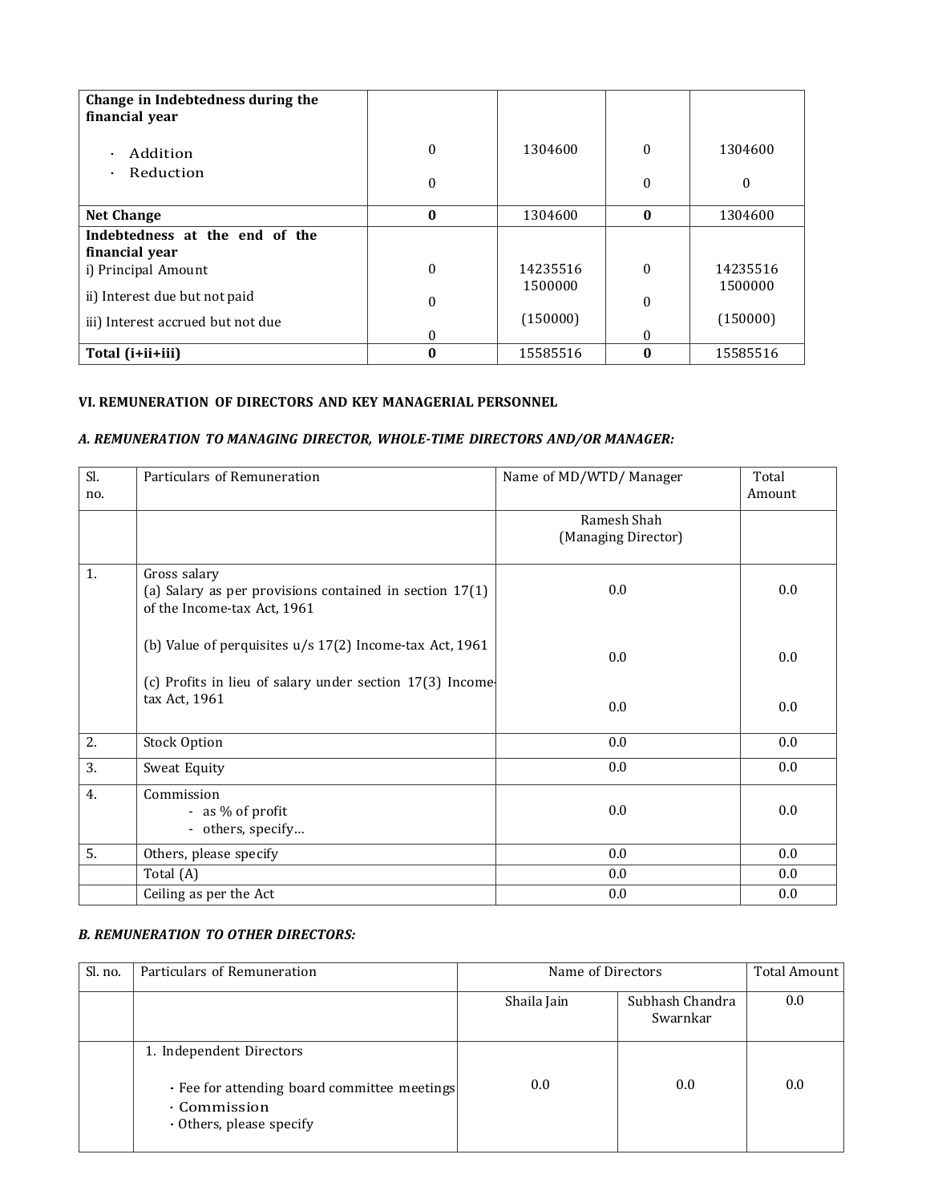| Change in Indebtedness during the financial year | | | | |
|---|---|---|---|---|
| · Addition<br>· Reduction | 0<br>0 | 1304600 | 0<br>0 | 1304600<br>0 |
| **Net Change** | **0** | 1304600 | **0** | 1304600 |
| **Indebtedness at the end of the financial year**<br>i) Principal Amount<br>ii) Interest due but not paid<br>iii) Interest accrued but not due | 0<br>0<br>0 | 14235516<br>1500000<br>(150000) | 0<br>0<br>0 | 14235516<br>1500000<br>(150000) |
| **Total (i+ii+iii)** | **0** | 15585516 | **0** | 15585516 |

**VI. REMUNERATION OF DIRECTORS AND KEY MANAGERIAL PERSONNEL**

***A. REMUNERATION TO MANAGING DIRECTOR, WHOLE-TIME DIRECTORS AND/OR MANAGER:***

| Sl. no. | Particulars of Remuneration | Name of MD/WTD/ Manager | Total Amount |
|---|---|---|---|
| | | Ramesh Shah (Managing Director) | |
| 1. | Gross salary<br>(a) Salary as per provisions contained in section 17(1) of the Income-tax Act, 1961<br>(b) Value of perquisites u/s 17(2) Income-tax Act, 1961<br>(c) Profits in lieu of salary under section 17(3) Income-tax Act, 1961 | 0.0<br>0.0<br>0.0 | 0.0<br>0.0<br>0.0 |
| 2. | Stock Option | 0.0 | 0.0 |
| 3. | Sweat Equity | 0.0 | 0.0 |
| 4. | Commission<br>- as % of profit<br>- others, specify… | 0.0 | 0.0 |
| 5. | Others, please specify | 0.0 | 0.0 |
| | Total (A) | 0.0 | 0.0 |
| | Ceiling as per the Act | 0.0 | 0.0 |

***B. REMUNERATION TO OTHER DIRECTORS:***

| Sl. no. | Particulars of Remuneration | Name of Directors | | Total Amount |
|---|---|---|---|---|
| | | Shaila Jain | Subhash Chandra Swarnkar | 0.0 |
| | 1. Independent Directors<br>· Fee for attending board committee meetings<br>· Commission<br>· Others, please specify | 0.0 | 0.0 | 0.0 |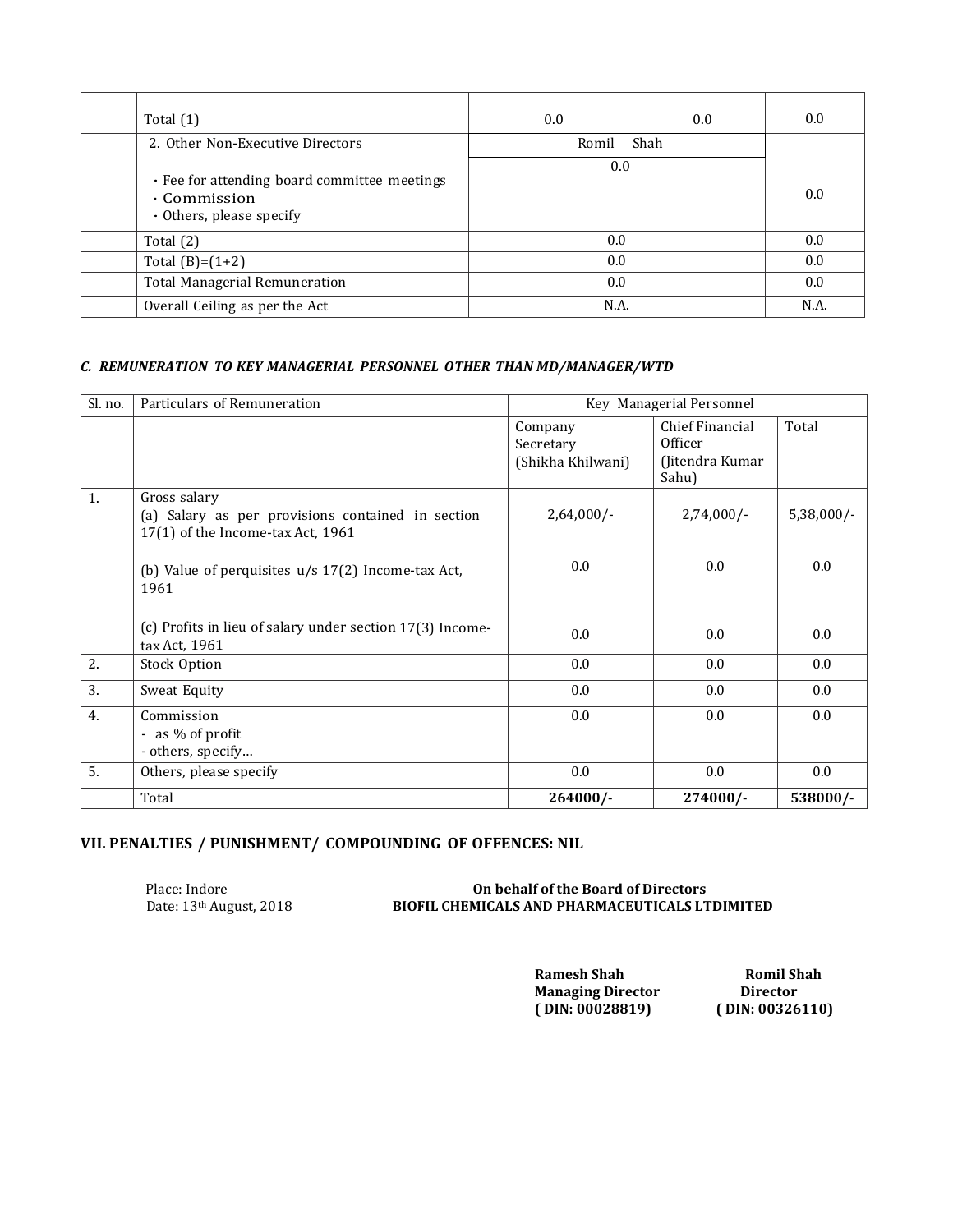| | | | | |
|---|---|---|---|---|
| | Total (1) | 0.0 | 0.0 | 0.0 |
| | 2. Other Non-Executive Directors<br>· Fee for attending board committee meetings<br>· Commission<br>· Others, please specify | Romil Shah<br>0.0 | | 0.0 |
| | Total (2) | 0.0 | | 0.0 |
| | Total (B)=(1+2) | 0.0 | | 0.0 |
| | Total Managerial Remuneration | 0.0 | | 0.0 |
| | Overall Ceiling as per the Act | N.A. | | N.A. |

### *C. REMUNERATION TO KEY MANAGERIAL PERSONNEL OTHER THAN MD/MANAGER/WTD*

| Sl. no. | Particulars of Remuneration | Key Managerial Personnel | | |
|---|---|---|---|---|
| | | Company Secretary (Shikha Khilwani) | Chief Financial Officer (Jitendra Kumar Sahu) | Total |
| 1. | Gross salary<br>(a) Salary as per provisions contained in section 17(1) of the Income-tax Act, 1961<br><br>(b) Value of perquisites u/s 17(2) Income-tax Act, 1961<br><br>(c) Profits in lieu of salary under section 17(3) Income-tax Act, 1961 | 2,64,000/-<br><br>0.0<br><br>0.0 | 2,74,000/-<br><br>0.0<br><br>0.0 | 5,38,000/-<br><br>0.0<br><br>0.0 |
| 2. | Stock Option | 0.0 | 0.0 | 0.0 |
| 3. | Sweat Equity | 0.0 | 0.0 | 0.0 |
| 4. | Commission<br>- as % of profit<br>- others, specify… | 0.0 | 0.0 | 0.0 |
| 5. | Others, please specify | 0.0 | 0.0 | 0.0 |
| | Total | **264000/-** | **274000/-** | **538000/-** |

## VII. PENALTIES / PUNISHMENT/ COMPOUNDING OF OFFENCES: NIL

Place: Indore
Date: 13th August, 2018

**On behalf of the Board of Directors**
**BIOFIL CHEMICALS AND PHARMACEUTICALS LTDIMITED**

**Ramesh Shah**
**Managing Director**
**( DIN: 00028819)**

**Romil Shah**
**Director**
**( DIN: 00326110)**